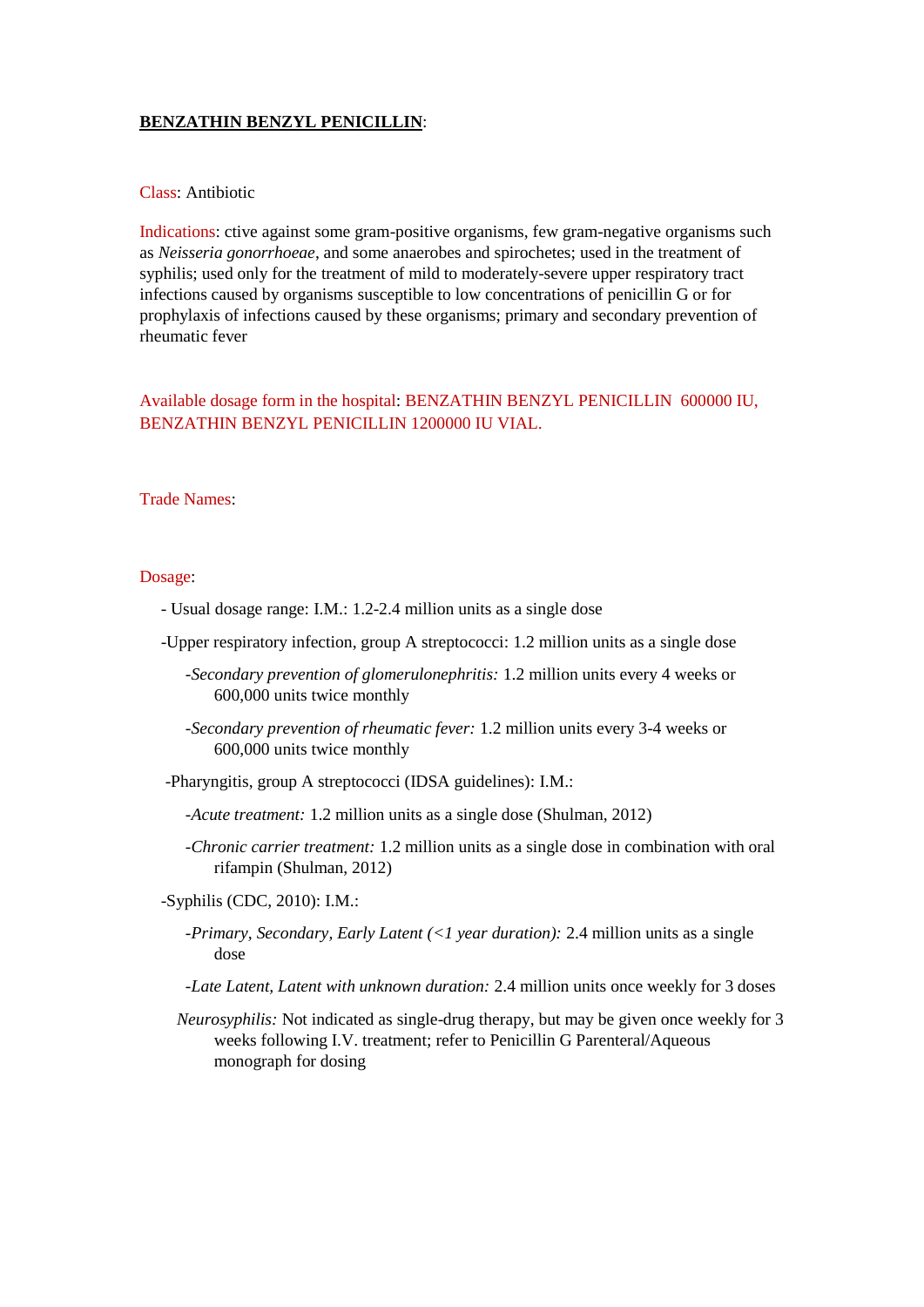**BENZATHIN BENZYL PENICILLIN**:

Class: Antibiotic

Indications: ctive against some gram-positive organisms, few gram-negative organisms such as *Neisseria gonorrhoeae*, and some anaerobes and spirochetes; used in the treatment of syphilis; used only for the treatment of mild to moderately-severe upper respiratory tract infections caused by organisms susceptible to low concentrations of penicillin G or for prophylaxis of infections caused by these organisms; primary and secondary prevention of rheumatic fever

Available dosage form in the hospital: BENZATHIN BENZYL PENICILLIN 600000 IU, BENZATHIN BENZYL PENICILLIN 1200000 IU VIAL.

Trade Names:

Dosage:

- Usual dosage range: I.M.: 1.2-2.4 million units as a single dose
- Upper respiratory infection, group A streptococci: 1.2 million units as a single dose
  - *Secondary prevention of glomerulonephritis:* 1.2 million units every 4 weeks or 600,000 units twice monthly
  - *Secondary prevention of rheumatic fever:* 1.2 million units every 3-4 weeks or 600,000 units twice monthly
- Pharyngitis, group A streptococci (IDSA guidelines): I.M.:
  - *Acute treatment:* 1.2 million units as a single dose (Shulman, 2012)
  - *Chronic carrier treatment:* 1.2 million units as a single dose in combination with oral rifampin (Shulman, 2012)
- Syphilis (CDC, 2010): I.M.:
  - *Primary, Secondary, Early Latent (<1 year duration):* 2.4 million units as a single dose
  - *Late Latent, Latent with unknown duration:* 2.4 million units once weekly for 3 doses
  - *Neurosyphilis:* Not indicated as single-drug therapy, but may be given once weekly for 3 weeks following I.V. treatment; refer to Penicillin G Parenteral/Aqueous monograph for dosing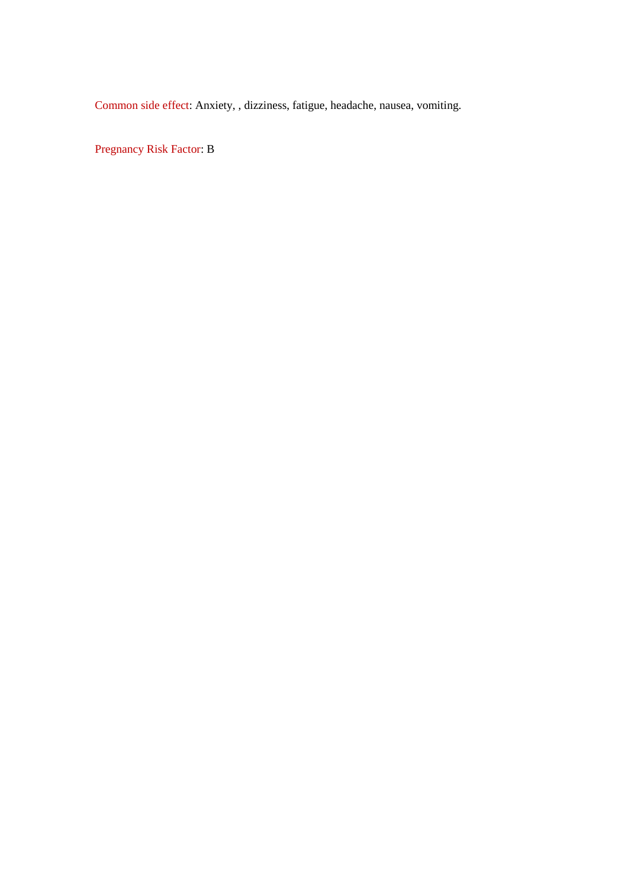Common side effect: Anxiety, , dizziness, fatigue, headache, nausea, vomiting.

Pregnancy Risk Factor: B